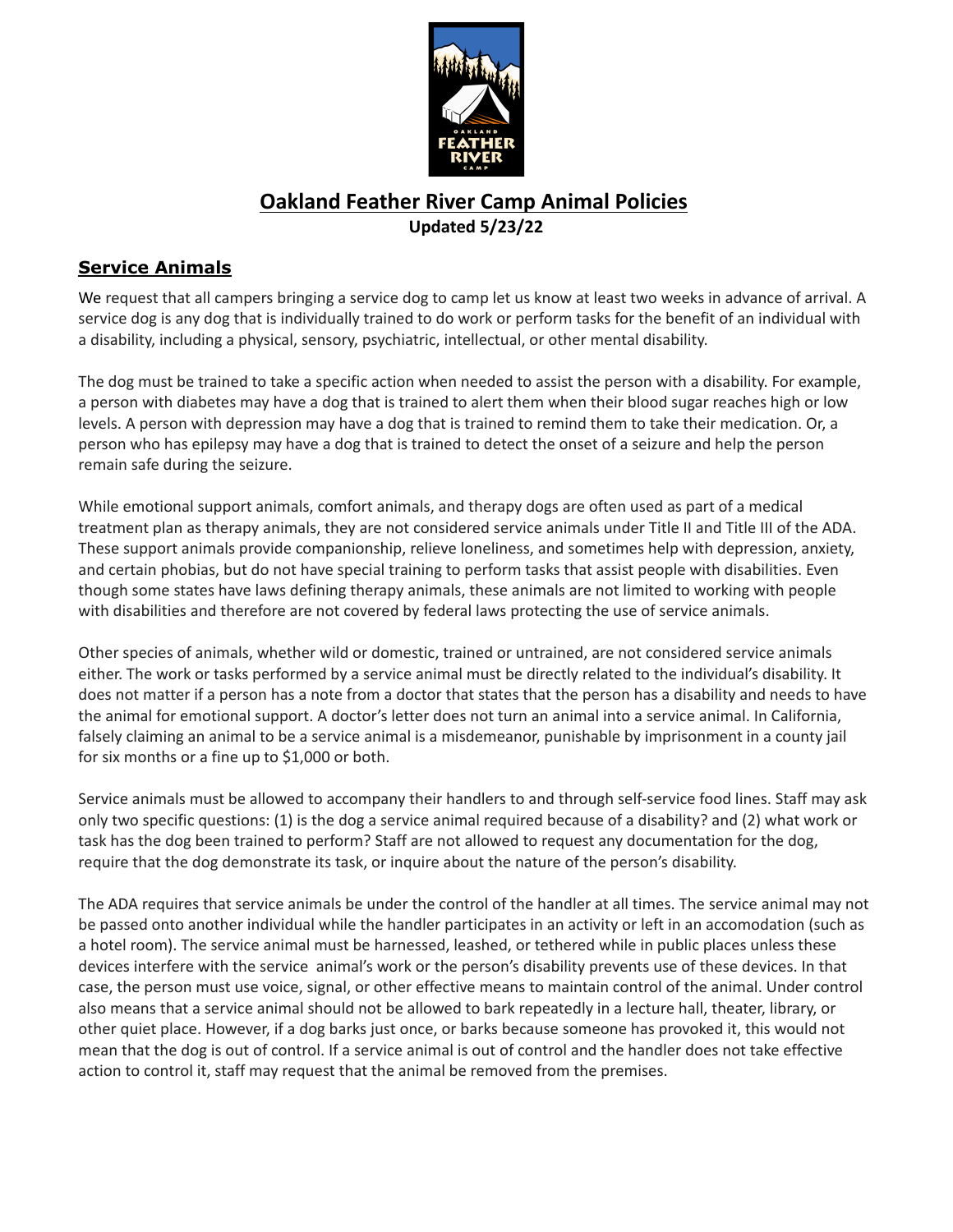# Oakland Feather River Camp Animal Policies

**Updated 5/23/22**

## Service Animals

We request that all campers bringing a service dog to camp let us know at least two weeks in advance of arrival. A service dog is any dog that is individually trained to do work or perform tasks for the benefit of an individual with a disability, including a physical, sensory, psychiatric, intellectual, or other mental disability.

The dog must be trained to take a specific action when needed to assist the person with a disability. For example, a person with diabetes may have a dog that is trained to alert them when their blood sugar reaches high or low levels. A person with depression may have a dog that is trained to remind them to take their medication. Or, a person who has epilepsy may have a dog that is trained to detect the onset of a seizure and help the person remain safe during the seizure.

While emotional support animals, comfort animals, and therapy dogs are often used as part of a medical treatment plan as therapy animals, they are not considered service animals under Title II and Title III of the ADA. These support animals provide companionship, relieve loneliness, and sometimes help with depression, anxiety, and certain phobias, but do not have special training to perform tasks that assist people with disabilities. Even though some states have laws defining therapy animals, these animals are not limited to working with people with disabilities and therefore are not covered by federal laws protecting the use of service animals.

Other species of animals, whether wild or domestic, trained or untrained, are not considered service animals either. The work or tasks performed by a service animal must be directly related to the individual's disability. It does not matter if a person has a note from a doctor that states that the person has a disability and needs to have the animal for emotional support. A doctor's letter does not turn an animal into a service animal. In California, falsely claiming an animal to be a service animal is a misdemeanor, punishable by imprisonment in a county jail for six months or a fine up to $1,000 or both.

Service animals must be allowed to accompany their handlers to and through self-service food lines. Staff may ask only two specific questions: (1) is the dog a service animal required because of a disability? and (2) what work or task has the dog been trained to perform? Staff are not allowed to request any documentation for the dog, require that the dog demonstrate its task, or inquire about the nature of the person's disability.

The ADA requires that service animals be under the control of the handler at all times. The service animal may not be passed onto another individual while the handler participates in an activity or left in an accomodation (such as a hotel room). The service animal must be harnessed, leashed, or tethered while in public places unless these devices interfere with the service animal's work or the person's disability prevents use of these devices. In that case, the person must use voice, signal, or other effective means to maintain control of the animal. Under control also means that a service animal should not be allowed to bark repeatedly in a lecture hall, theater, library, or other quiet place. However, if a dog barks just once, or barks because someone has provoked it, this would not mean that the dog is out of control. If a service animal is out of control and the handler does not take effective action to control it, staff may request that the animal be removed from the premises.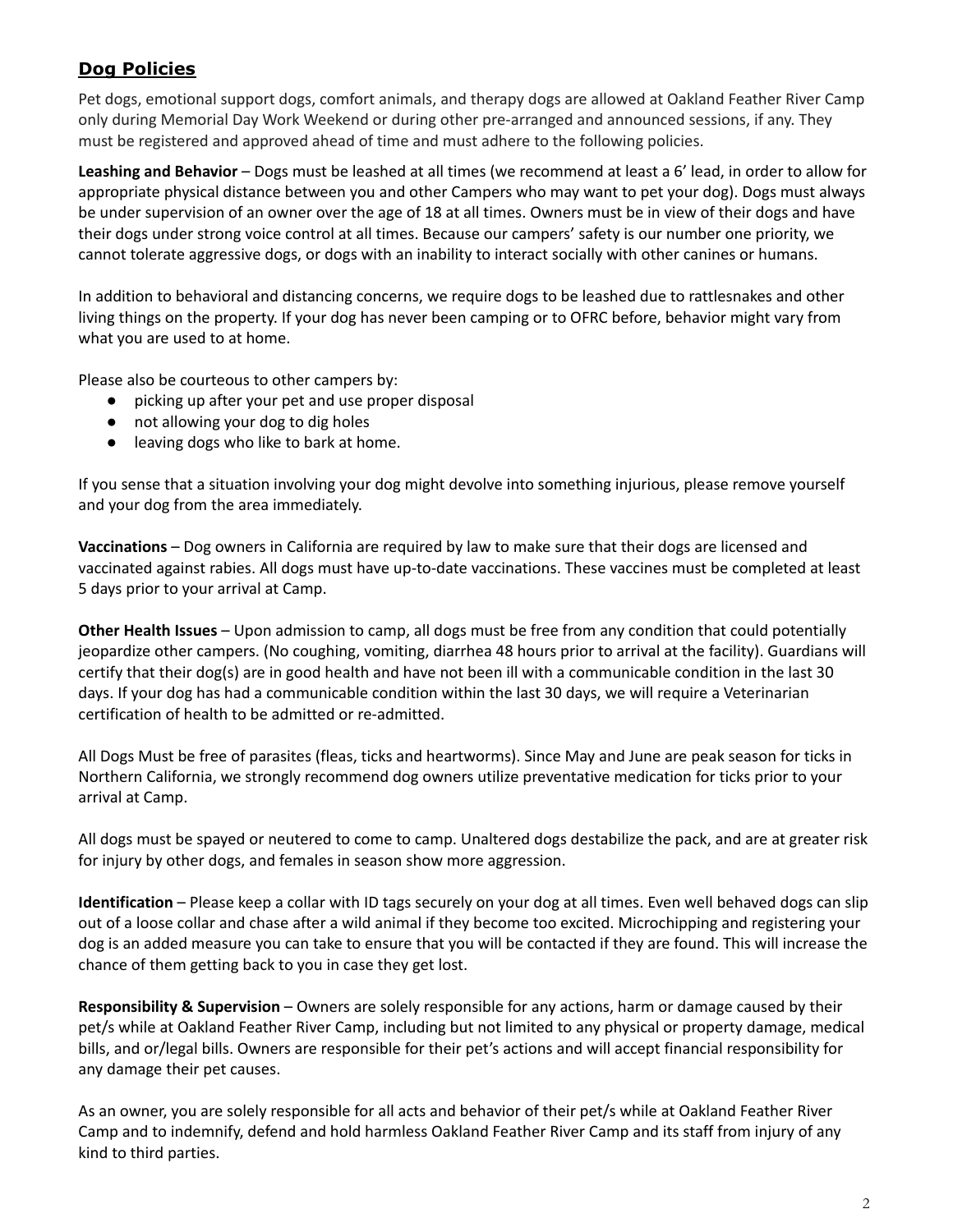## Dog Policies

Pet dogs, emotional support dogs, comfort animals, and therapy dogs are allowed at Oakland Feather River Camp only during Memorial Day Work Weekend or during other pre-arranged and announced sessions, if any. They must be registered and approved ahead of time and must adhere to the following policies.

**Leashing and Behavior** – Dogs must be leashed at all times (we recommend at least a 6' lead, in order to allow for appropriate physical distance between you and other Campers who may want to pet your dog). Dogs must always be under supervision of an owner over the age of 18 at all times. Owners must be in view of their dogs and have their dogs under strong voice control at all times. Because our campers' safety is our number one priority, we cannot tolerate aggressive dogs, or dogs with an inability to interact socially with other canines or humans.

In addition to behavioral and distancing concerns, we require dogs to be leashed due to rattlesnakes and other living things on the property. If your dog has never been camping or to OFRC before, behavior might vary from what you are used to at home.

Please also be courteous to other campers by:

- picking up after your pet and use proper disposal
- not allowing your dog to dig holes
- leaving dogs who like to bark at home.

If you sense that a situation involving your dog might devolve into something injurious, please remove yourself and your dog from the area immediately.

**Vaccinations** – Dog owners in California are required by law to make sure that their dogs are licensed and vaccinated against rabies. All dogs must have up-to-date vaccinations. These vaccines must be completed at least 5 days prior to your arrival at Camp.

**Other Health Issues** – Upon admission to camp, all dogs must be free from any condition that could potentially jeopardize other campers. (No coughing, vomiting, diarrhea 48 hours prior to arrival at the facility). Guardians will certify that their dog(s) are in good health and have not been ill with a communicable condition in the last 30 days. If your dog has had a communicable condition within the last 30 days, we will require a Veterinarian certification of health to be admitted or re-admitted.

All Dogs Must be free of parasites (fleas, ticks and heartworms). Since May and June are peak season for ticks in Northern California, we strongly recommend dog owners utilize preventative medication for ticks prior to your arrival at Camp.

All dogs must be spayed or neutered to come to camp. Unaltered dogs destabilize the pack, and are at greater risk for injury by other dogs, and females in season show more aggression.

**Identification** – Please keep a collar with ID tags securely on your dog at all times. Even well behaved dogs can slip out of a loose collar and chase after a wild animal if they become too excited. Microchipping and registering your dog is an added measure you can take to ensure that you will be contacted if they are found. This will increase the chance of them getting back to you in case they get lost.

**Responsibility & Supervision** – Owners are solely responsible for any actions, harm or damage caused by their pet/s while at Oakland Feather River Camp, including but not limited to any physical or property damage, medical bills, and or/legal bills. Owners are responsible for their pet's actions and will accept financial responsibility for any damage their pet causes.

As an owner, you are solely responsible for all acts and behavior of their pet/s while at Oakland Feather River Camp and to indemnify, defend and hold harmless Oakland Feather River Camp and its staff from injury of any kind to third parties.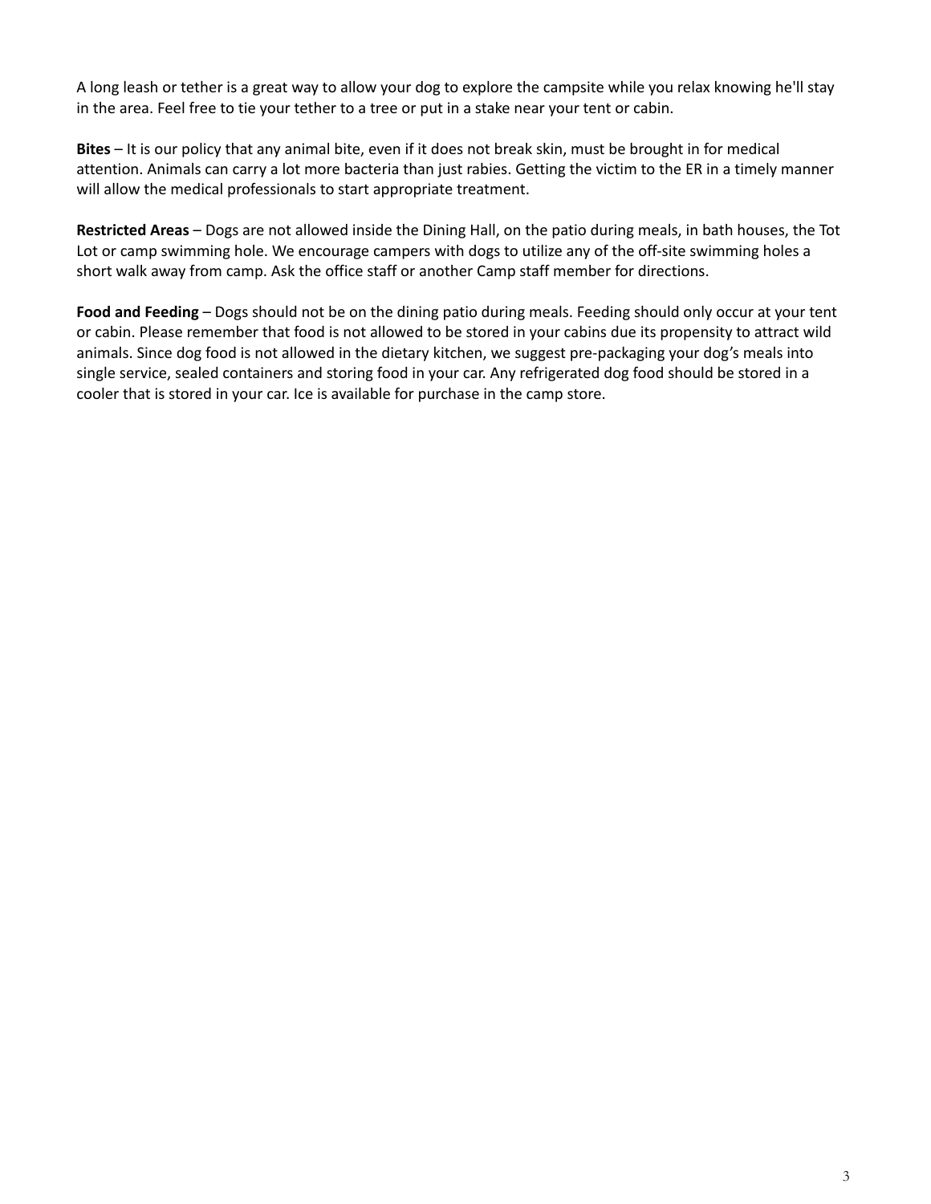A long leash or tether is a great way to allow your dog to explore the campsite while you relax knowing he'll stay in the area. Feel free to tie your tether to a tree or put in a stake near your tent or cabin.

**Bites** – It is our policy that any animal bite, even if it does not break skin, must be brought in for medical attention. Animals can carry a lot more bacteria than just rabies. Getting the victim to the ER in a timely manner will allow the medical professionals to start appropriate treatment.

**Restricted Areas** – Dogs are not allowed inside the Dining Hall, on the patio during meals, in bath houses, the Tot Lot or camp swimming hole. We encourage campers with dogs to utilize any of the off-site swimming holes a short walk away from camp. Ask the office staff or another Camp staff member for directions.

**Food and Feeding** – Dogs should not be on the dining patio during meals. Feeding should only occur at your tent or cabin. Please remember that food is not allowed to be stored in your cabins due its propensity to attract wild animals. Since dog food is not allowed in the dietary kitchen, we suggest pre-packaging your dog's meals into single service, sealed containers and storing food in your car. Any refrigerated dog food should be stored in a cooler that is stored in your car. Ice is available for purchase in the camp store.